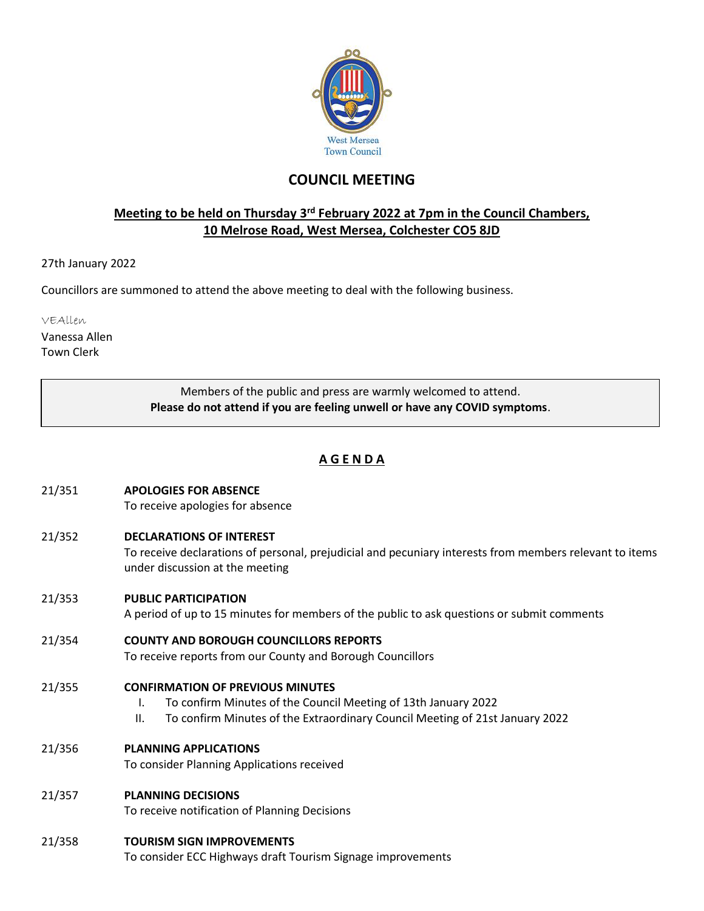West Mersea
Town Council

# COUNCIL MEETING

## Meeting to be held on Thursday 3rd February 2022 at 7pm in the Council Chambers, 10 Melrose Road, West Mersea, Colchester CO5 8JD

27th January 2022

Councillors are summoned to attend the above meeting to deal with the following business.

VEAllen
Vanessa Allen
Town Clerk

> Members of the public and press are warmly welcomed to attend.
> **Please do not attend if you are feeling unwell or have any COVID symptoms**.

## A G E N D A

21/351 **APOLOGIES FOR ABSENCE**
To receive apologies for absence

21/352 **DECLARATIONS OF INTEREST**
To receive declarations of personal, prejudicial and pecuniary interests from members relevant to items under discussion at the meeting

21/353 **PUBLIC PARTICIPATION**
A period of up to 15 minutes for members of the public to ask questions or submit comments

21/354 **COUNTY AND BOROUGH COUNCILLORS REPORTS**
To receive reports from our County and Borough Councillors

21/355 **CONFIRMATION OF PREVIOUS MINUTES**

I. To confirm Minutes of the Council Meeting of 13th January 2022
II. To confirm Minutes of the Extraordinary Council Meeting of 21st January 2022

21/356 **PLANNING APPLICATIONS**
To consider Planning Applications received

21/357 **PLANNING DECISIONS**
To receive notification of Planning Decisions

21/358 **TOURISM SIGN IMPROVEMENTS**
To consider ECC Highways draft Tourism Signage improvements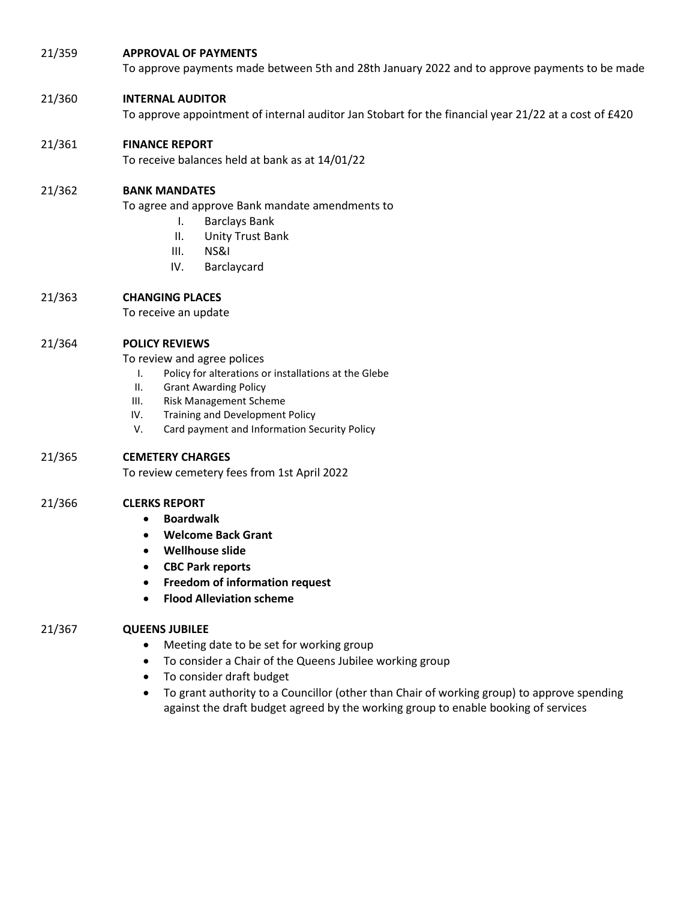21/359 **APPROVAL OF PAYMENTS**

To approve payments made between 5th and 28th January 2022 and to approve payments to be made

21/360 **INTERNAL AUDITOR**

To approve appointment of internal auditor Jan Stobart for the financial year 21/22 at a cost of £420

21/361 **FINANCE REPORT**

To receive balances held at bank as at 14/01/22

21/362 **BANK MANDATES**

To agree and approve Bank mandate amendments to

I. Barclays Bank
II. Unity Trust Bank
III. NS&I
IV. Barclaycard

21/363 **CHANGING PLACES**

To receive an update

21/364 **POLICY REVIEWS**

To review and agree polices

I. Policy for alterations or installations at the Glebe
II. Grant Awarding Policy
III. Risk Management Scheme
IV. Training and Development Policy
V. Card payment and Information Security Policy

21/365 **CEMETERY CHARGES**

To review cemetery fees from 1st April 2022

21/366 **CLERKS REPORT**

- **Boardwalk**
- **Welcome Back Grant**
- **Wellhouse slide**
- **CBC Park reports**
- **Freedom of information request**
- **Flood Alleviation scheme**

21/367 **QUEENS JUBILEE**

- Meeting date to be set for working group
- To consider a Chair of the Queens Jubilee working group
- To consider draft budget
- To grant authority to a Councillor (other than Chair of working group) to approve spending against the draft budget agreed by the working group to enable booking of services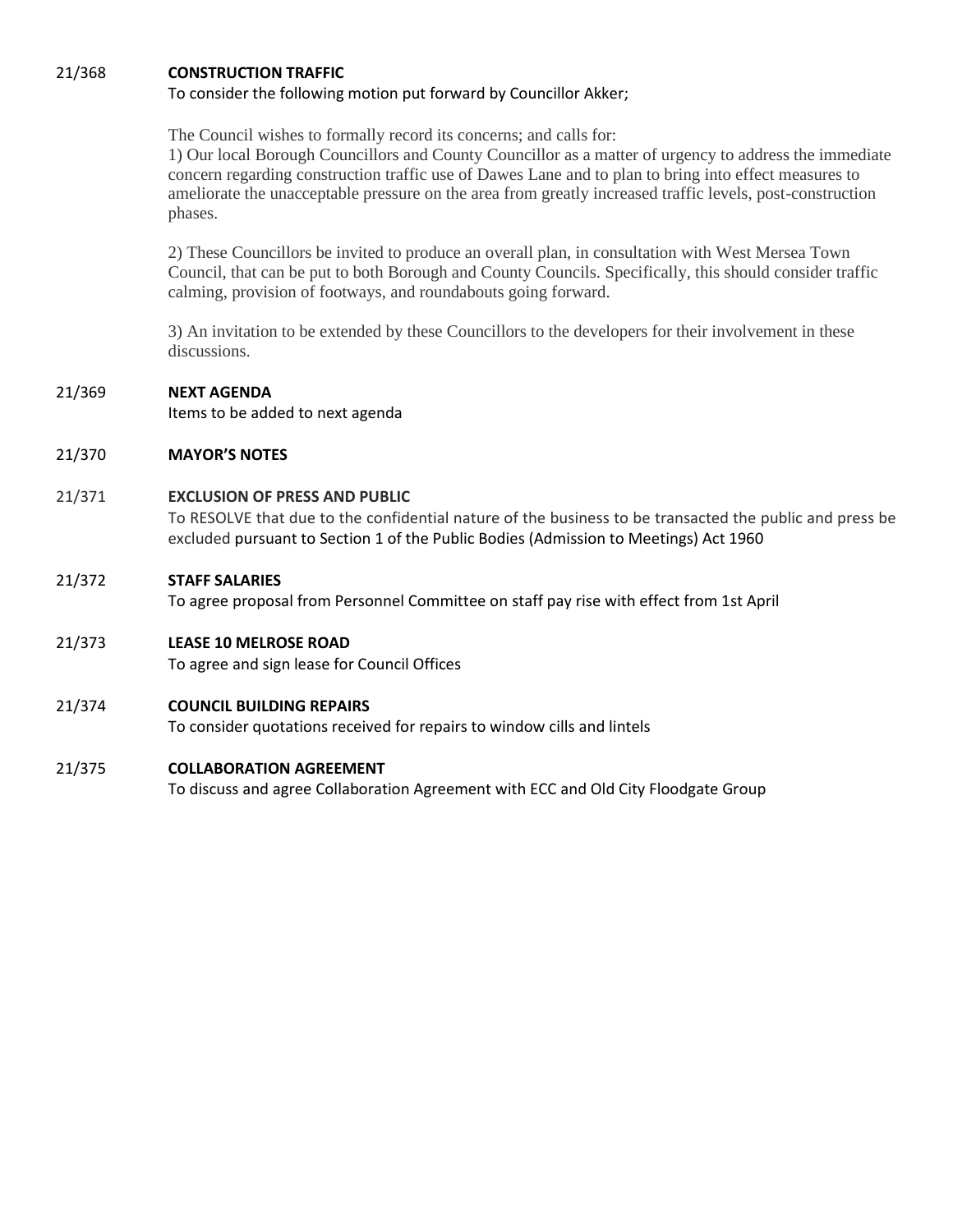21/368 **CONSTRUCTION TRAFFIC**

To consider the following motion put forward by Councillor Akker;

The Council wishes to formally record its concerns; and calls for:

1) Our local Borough Councillors and County Councillor as a matter of urgency to address the immediate concern regarding construction traffic use of Dawes Lane and to plan to bring into effect measures to ameliorate the unacceptable pressure on the area from greatly increased traffic levels, post-construction phases.

2) These Councillors be invited to produce an overall plan, in consultation with West Mersea Town Council, that can be put to both Borough and County Councils. Specifically, this should consider traffic calming, provision of footways, and roundabouts going forward.

3) An invitation to be extended by these Councillors to the developers for their involvement in these discussions.

21/369 **NEXT AGENDA**

Items to be added to next agenda

21/370 **MAYOR'S NOTES**

21/371 **EXCLUSION OF PRESS AND PUBLIC**

To RESOLVE that due to the confidential nature of the business to be transacted the public and press be excluded pursuant to Section 1 of the Public Bodies (Admission to Meetings) Act 1960

21/372 **STAFF SALARIES**

To agree proposal from Personnel Committee on staff pay rise with effect from 1st April

21/373 **LEASE 10 MELROSE ROAD**

To agree and sign lease for Council Offices

21/374 **COUNCIL BUILDING REPAIRS**

To consider quotations received for repairs to window cills and lintels

21/375 **COLLABORATION AGREEMENT**

To discuss and agree Collaboration Agreement with ECC and Old City Floodgate Group